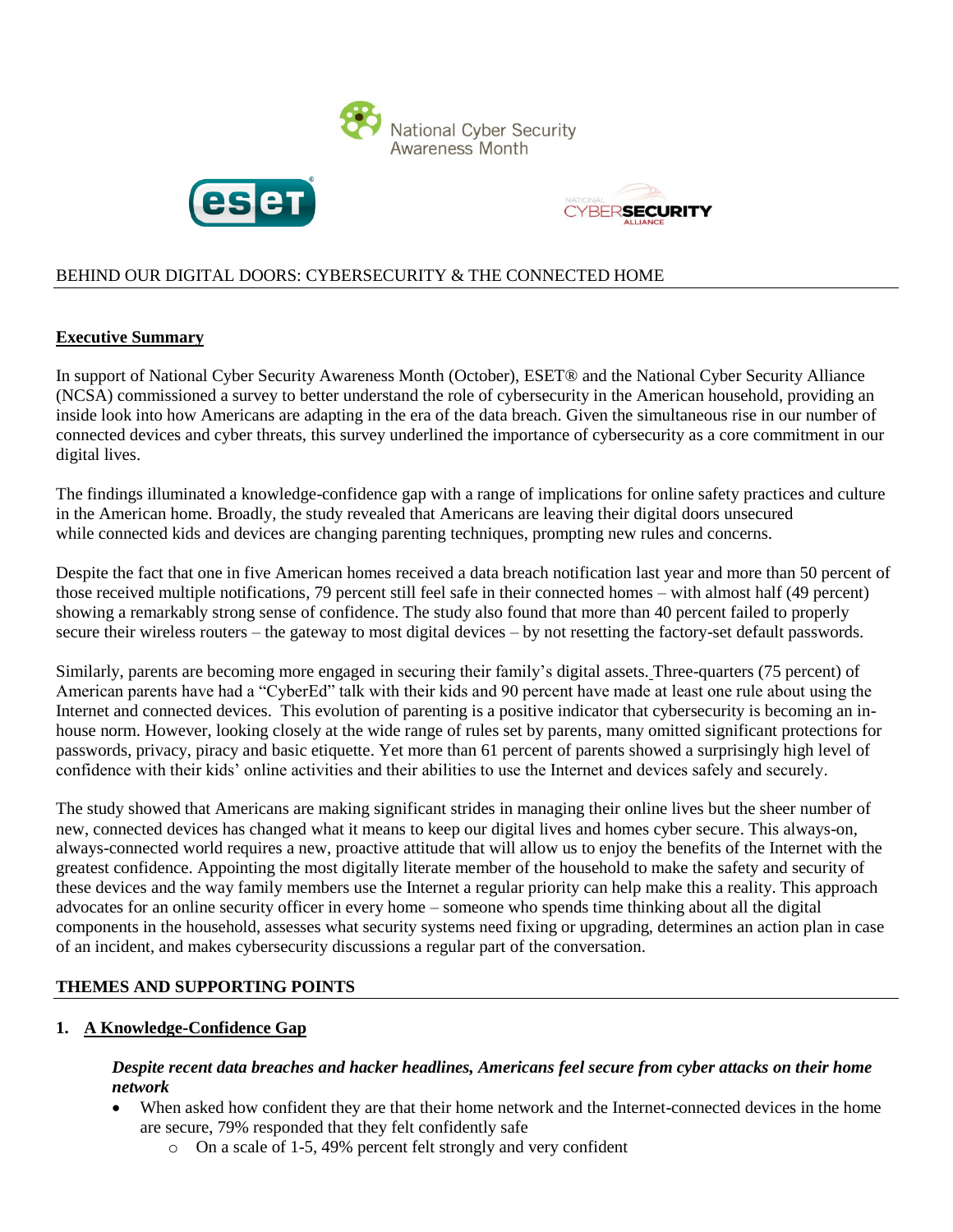National Cyber Security Awareness Month

ESET

NATIONAL CYBERSECURITY ALLIANCE

# BEHIND OUR DIGITAL DOORS: CYBERSECURITY & THE CONNECTED HOME

## Executive Summary

In support of National Cyber Security Awareness Month (October), ESET® and the National Cyber Security Alliance (NCSA) commissioned a survey to better understand the role of cybersecurity in the American household, providing an inside look into how Americans are adapting in the era of the data breach. Given the simultaneous rise in our number of connected devices and cyber threats, this survey underlined the importance of cybersecurity as a core commitment in our digital lives.

The findings illuminated a knowledge-confidence gap with a range of implications for online safety practices and culture in the American home. Broadly, the study revealed that Americans are leaving their digital doors unsecured while connected kids and devices are changing parenting techniques, prompting new rules and concerns.

Despite the fact that one in five American homes received a data breach notification last year and more than 50 percent of those received multiple notifications, 79 percent still feel safe in their connected homes – with almost half (49 percent) showing a remarkably strong sense of confidence. The study also found that more than 40 percent failed to properly secure their wireless routers – the gateway to most digital devices – by not resetting the factory-set default passwords.

Similarly, parents are becoming more engaged in securing their family's digital assets. Three-quarters (75 percent) of American parents have had a "CyberEd" talk with their kids and 90 percent have made at least one rule about using the Internet and connected devices. This evolution of parenting is a positive indicator that cybersecurity is becoming an in-house norm. However, looking closely at the wide range of rules set by parents, many omitted significant protections for passwords, privacy, piracy and basic etiquette. Yet more than 61 percent of parents showed a surprisingly high level of confidence with their kids' online activities and their abilities to use the Internet and devices safely and securely.

The study showed that Americans are making significant strides in managing their online lives but the sheer number of new, connected devices has changed what it means to keep our digital lives and homes cyber secure. This always-on, always-connected world requires a new, proactive attitude that will allow us to enjoy the benefits of the Internet with the greatest confidence. Appointing the most digitally literate member of the household to make the safety and security of these devices and the way family members use the Internet a regular priority can help make this a reality. This approach advocates for an online security officer in every home – someone who spends time thinking about all the digital components in the household, assesses what security systems need fixing or upgrading, determines an action plan in case of an incident, and makes cybersecurity discussions a regular part of the conversation.

## THEMES AND SUPPORTING POINTS

### 1. A Knowledge-Confidence Gap

***Despite recent data breaches and hacker headlines, Americans feel secure from cyber attacks on their home network***

- When asked how confident they are that their home network and the Internet-connected devices in the home are secure, 79% responded that they felt confidently safe
  - On a scale of 1-5, 49% percent felt strongly and very confident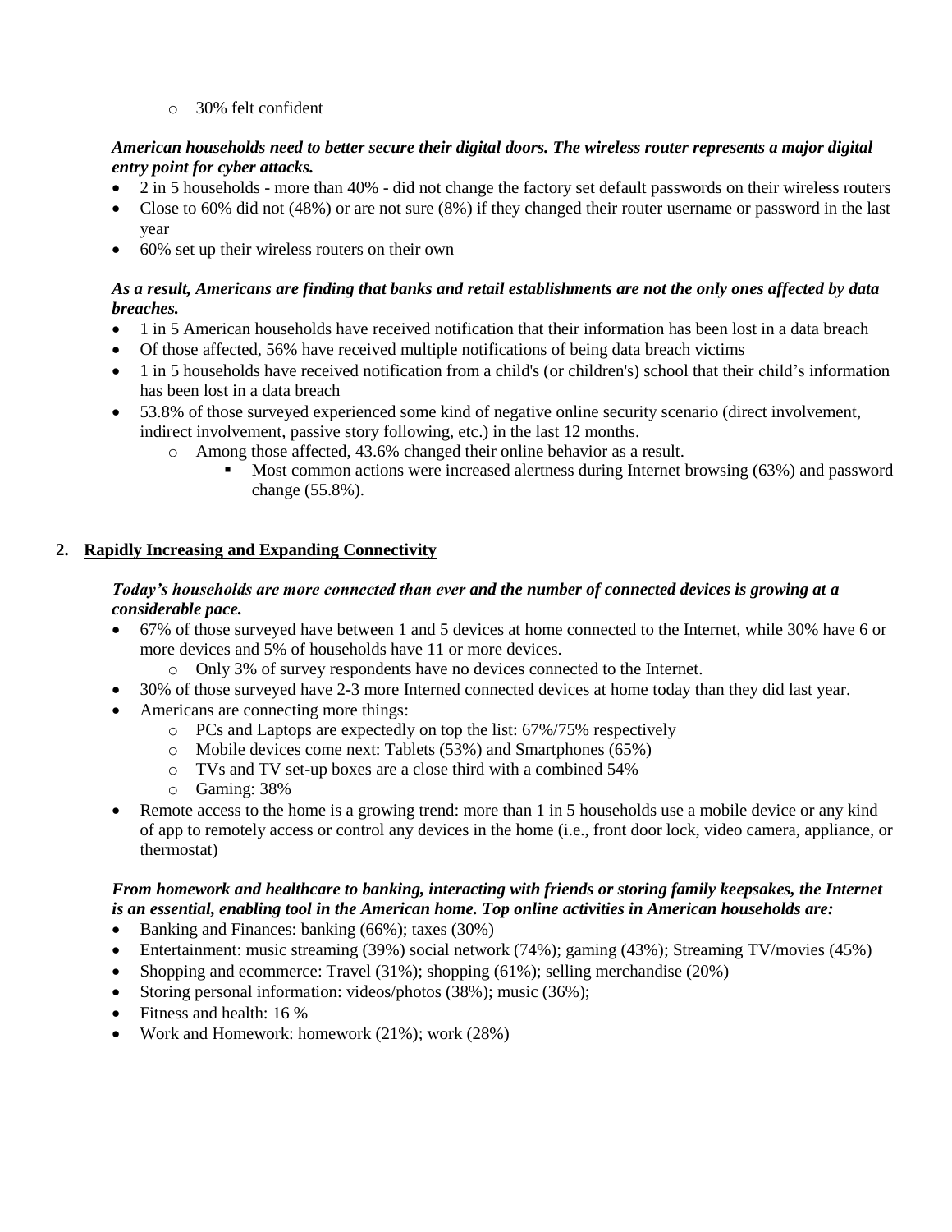- 30% felt confident

***American households need to better secure their digital doors. The wireless router represents a major digital entry point for cyber attacks.***

- 2 in 5 households - more than 40% - did not change the factory set default passwords on their wireless routers
- Close to 60% did not (48%) or are not sure (8%) if they changed their router username or password in the last year
- 60% set up their wireless routers on their own

***As a result, Americans are finding that banks and retail establishments are not the only ones affected by data breaches.***

- 1 in 5 American households have received notification that their information has been lost in a data breach
- Of those affected, 56% have received multiple notifications of being data breach victims
- 1 in 5 households have received notification from a child's (or children's) school that their child's information has been lost in a data breach
- 53.8% of those surveyed experienced some kind of negative online security scenario (direct involvement, indirect involvement, passive story following, etc.) in the last 12 months.
    - Among those affected, 43.6% changed their online behavior as a result.
        - Most common actions were increased alertness during Internet browsing (63%) and password change (55.8%).

## 2. Rapidly Increasing and Expanding Connectivity

***Today's households are more connected than ever and the number of connected devices is growing at a considerable pace.***

- 67% of those surveyed have between 1 and 5 devices at home connected to the Internet, while 30% have 6 or more devices and 5% of households have 11 or more devices.
    - Only 3% of survey respondents have no devices connected to the Internet.
- 30% of those surveyed have 2-3 more Interned connected devices at home today than they did last year.
- Americans are connecting more things:
    - PCs and Laptops are expectedly on top the list: 67%/75% respectively
    - Mobile devices come next: Tablets (53%) and Smartphones (65%)
    - TVs and TV set-up boxes are a close third with a combined 54%
    - Gaming: 38%
- Remote access to the home is a growing trend: more than 1 in 5 households use a mobile device or any kind of app to remotely access or control any devices in the home (i.e., front door lock, video camera, appliance, or thermostat)

***From homework and healthcare to banking, interacting with friends or storing family keepsakes, the Internet is an essential, enabling tool in the American home. Top online activities in American households are:***

- Banking and Finances: banking (66%); taxes (30%)
- Entertainment: music streaming (39%) social network (74%); gaming (43%); Streaming TV/movies (45%)
- Shopping and ecommerce: Travel (31%); shopping (61%); selling merchandise (20%)
- Storing personal information: videos/photos (38%); music (36%);
- Fitness and health: 16 %
- Work and Homework: homework (21%); work (28%)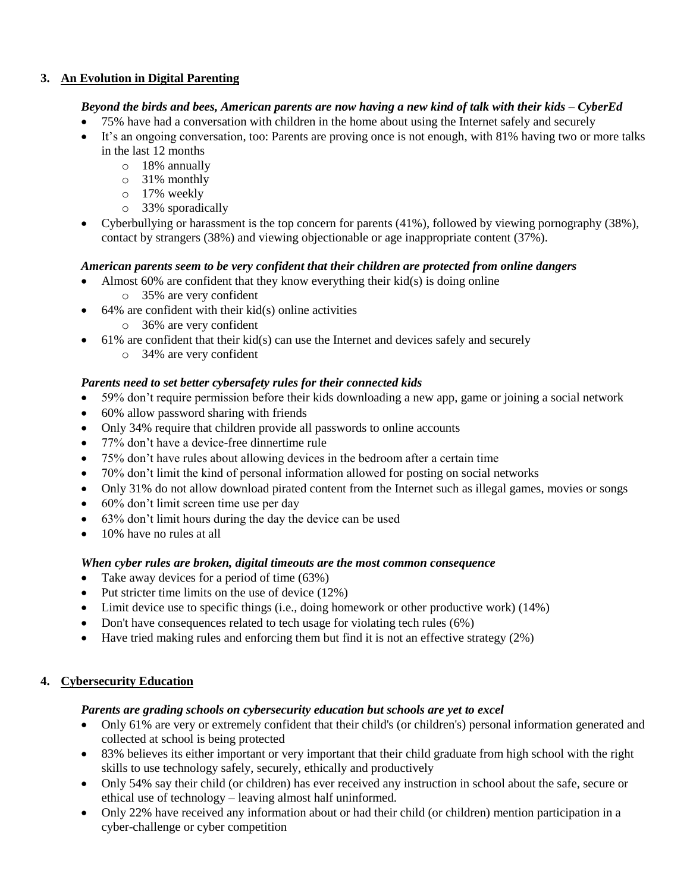## 3. An Evolution in Digital Parenting

***Beyond the birds and bees, American parents are now having a new kind of talk with their kids – CyberEd***

- 75% have had a conversation with children in the home about using the Internet safely and securely
- It's an ongoing conversation, too: Parents are proving once is not enough, with 81% having two or more talks in the last 12 months
  - 18% annually
  - 31% monthly
  - 17% weekly
  - 33% sporadically
- Cyberbullying or harassment is the top concern for parents (41%), followed by viewing pornography (38%), contact by strangers (38%) and viewing objectionable or age inappropriate content (37%).

***American parents seem to be very confident that their children are protected from online dangers***

- Almost 60% are confident that they know everything their kid(s) is doing online
  - 35% are very confident
- 64% are confident with their kid(s) online activities
  - 36% are very confident
- 61% are confident that their kid(s) can use the Internet and devices safely and securely
  - 34% are very confident

***Parents need to set better cybersafety rules for their connected kids***

- 59% don't require permission before their kids downloading a new app, game or joining a social network
- 60% allow password sharing with friends
- Only 34% require that children provide all passwords to online accounts
- 77% don't have a device-free dinnertime rule
- 75% don't have rules about allowing devices in the bedroom after a certain time
- 70% don't limit the kind of personal information allowed for posting on social networks
- Only 31% do not allow download pirated content from the Internet such as illegal games, movies or songs
- 60% don't limit screen time use per day
- 63% don't limit hours during the day the device can be used
- 10% have no rules at all

***When cyber rules are broken, digital timeouts are the most common consequence***

- Take away devices for a period of time (63%)
- Put stricter time limits on the use of device (12%)
- Limit device use to specific things (i.e., doing homework or other productive work) (14%)
- Don't have consequences related to tech usage for violating tech rules (6%)
- Have tried making rules and enforcing them but find it is not an effective strategy (2%)

## 4. Cybersecurity Education

***Parents are grading schools on cybersecurity education but schools are yet to excel***

- Only 61% are very or extremely confident that their child's (or children's) personal information generated and collected at school is being protected
- 83% believes its either important or very important that their child graduate from high school with the right skills to use technology safely, securely, ethically and productively
- Only 54% say their child (or children) has ever received any instruction in school about the safe, secure or ethical use of technology – leaving almost half uninformed.
- Only 22% have received any information about or had their child (or children) mention participation in a cyber-challenge or cyber competition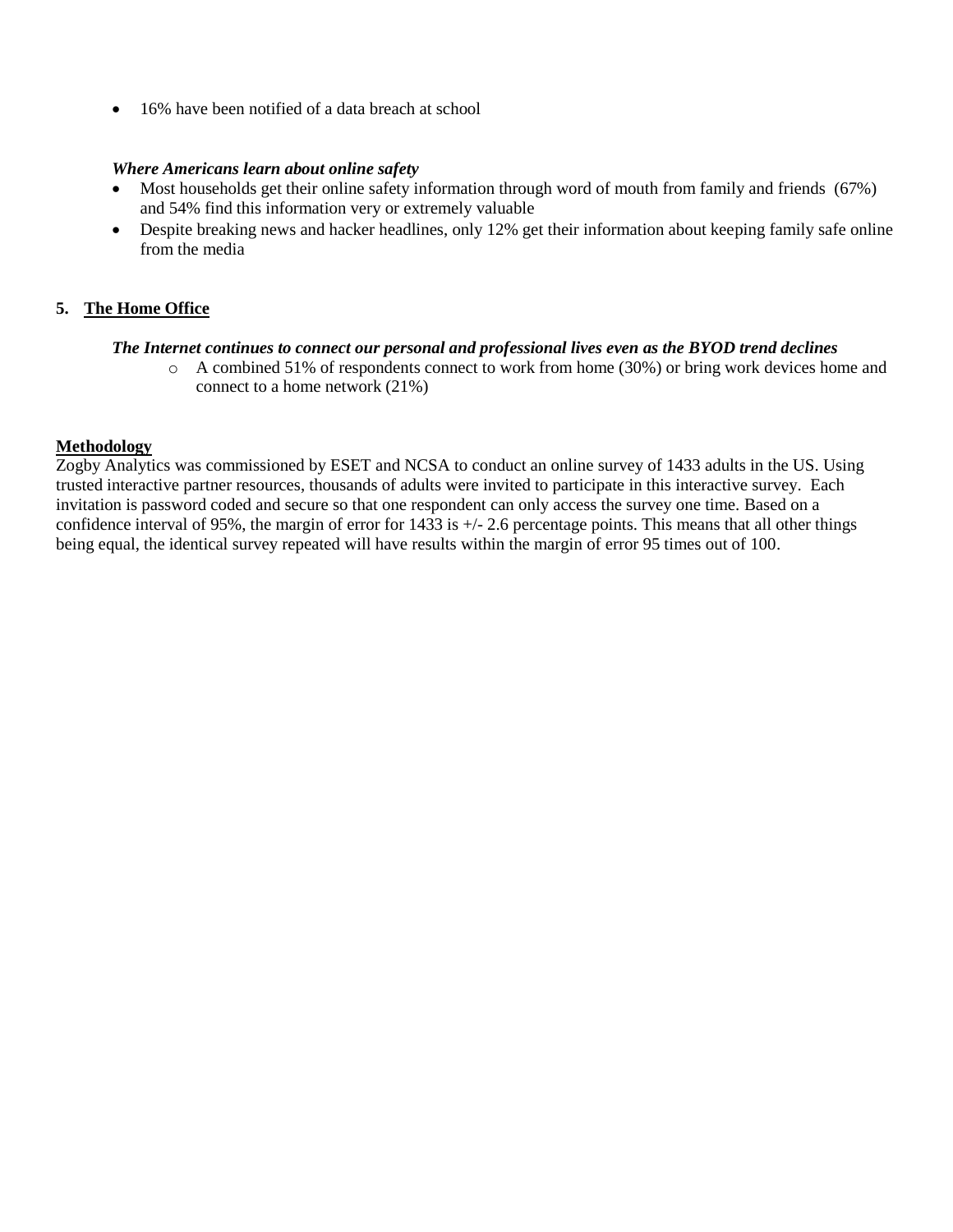- 16% have been notified of a data breach at school

***Where Americans learn about online safety***

- Most households get their online safety information through word of mouth from family and friends (67%) and 54% find this information very or extremely valuable
- Despite breaking news and hacker headlines, only 12% get their information about keeping family safe online from the media

## 5. The Home Office

***The Internet continues to connect our personal and professional lives even as the BYOD trend declines***

- A combined 51% of respondents connect to work from home (30%) or bring work devices home and connect to a home network (21%)

## Methodology

Zogby Analytics was commissioned by ESET and NCSA to conduct an online survey of 1433 adults in the US. Using trusted interactive partner resources, thousands of adults were invited to participate in this interactive survey. Each invitation is password coded and secure so that one respondent can only access the survey one time. Based on a confidence interval of 95%, the margin of error for 1433 is +/- 2.6 percentage points. This means that all other things being equal, the identical survey repeated will have results within the margin of error 95 times out of 100.